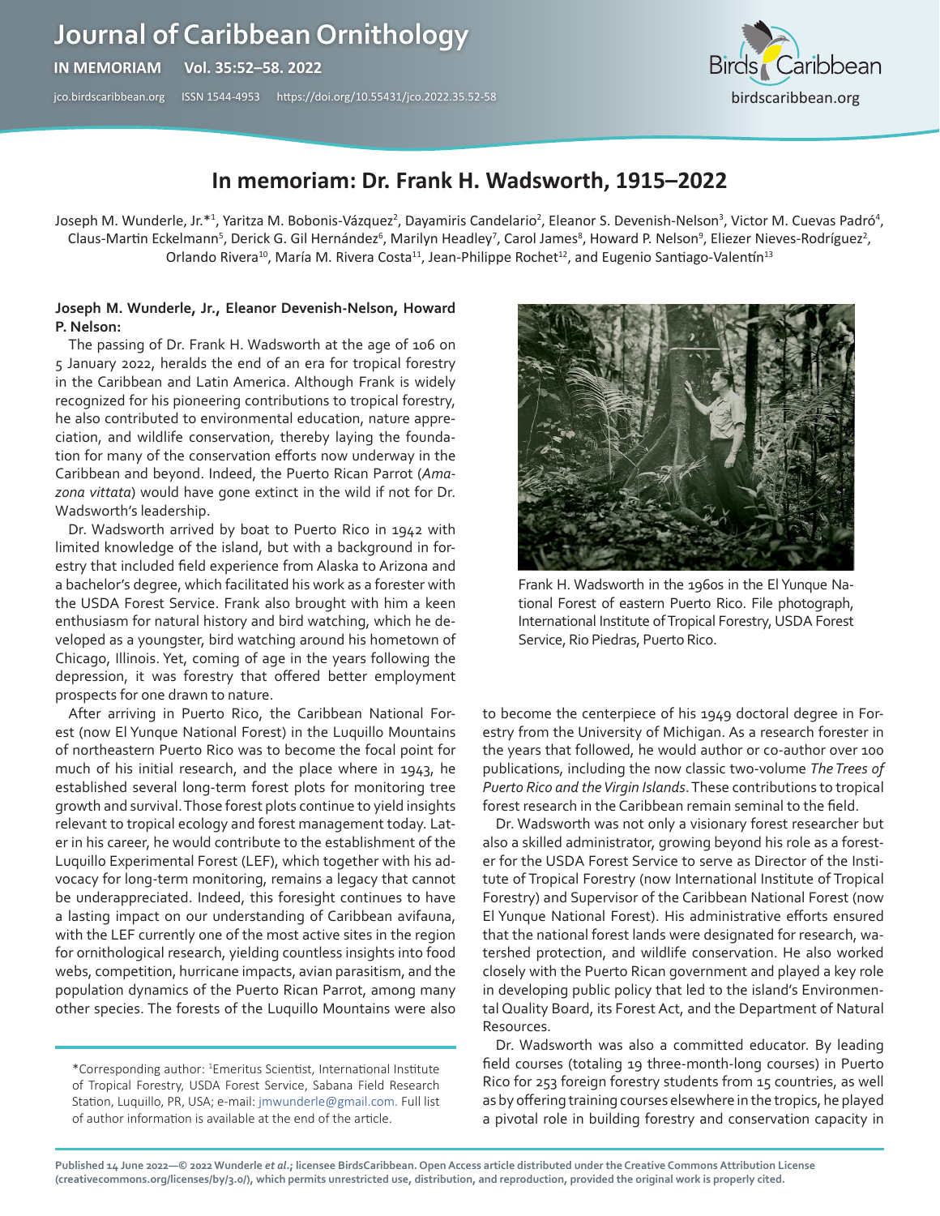# In memoriam: Dr. Frank H. Wadsworth, 1915–2022

Joseph M. Wunderle, Jr.*[1], Yaritza M. Bobonis-Vázquez[2], Dayamiris Candelario[2], Eleanor S. Devenish-Nelson[3], Victor M. Cuevas Padró[4], Claus-Martin Eckelmann[5], Derick G. Gil Hernández[6], Marilyn Headley[7], Carol James[8], Howard P. Nelson[9], Eliezer Nieves-Rodríguez[2], Orlando Rivera[10], María M. Rivera Costa[11], Jean-Philippe Rochet[12], and Eugenio Santiago-Valentín[13]

**Joseph M. Wunderle, Jr., Eleanor Devenish-Nelson, Howard P. Nelson:**

The passing of Dr. Frank H. Wadsworth at the age of 106 on 5 January 2022, heralds the end of an era for tropical forestry in the Caribbean and Latin America. Although Frank is widely recognized for his pioneering contributions to tropical forestry, he also contributed to environmental education, nature appreciation, and wildlife conservation, thereby laying the foundation for many of the conservation efforts now underway in the Caribbean and beyond. Indeed, the Puerto Rican Parrot (*Amazona vittata*) would have gone extinct in the wild if not for Dr. Wadsworth's leadership.

Dr. Wadsworth arrived by boat to Puerto Rico in 1942 with limited knowledge of the island, but with a background in forestry that included field experience from Alaska to Arizona and a bachelor's degree, which facilitated his work as a forester with the USDA Forest Service. Frank also brought with him a keen enthusiasm for natural history and bird watching, which he developed as a youngster, bird watching around his hometown of Chicago, Illinois. Yet, coming of age in the years following the depression, it was forestry that offered better employment prospects for one drawn to nature.

After arriving in Puerto Rico, the Caribbean National Forest (now El Yunque National Forest) in the Luquillo Mountains of northeastern Puerto Rico was to become the focal point for much of his initial research, and the place where in 1943, he established several long-term forest plots for monitoring tree growth and survival. Those forest plots continue to yield insights relevant to tropical ecology and forest management today. Later in his career, he would contribute to the establishment of the Luquillo Experimental Forest (LEF), which together with his advocacy for long-term monitoring, remains a legacy that cannot be underappreciated. Indeed, this foresight continues to have a lasting impact on our understanding of Caribbean avifauna, with the LEF currently one of the most active sites in the region for ornithological research, yielding countless insights into food webs, competition, hurricane impacts, avian parasitism, and the population dynamics of the Puerto Rican Parrot, among many other species. The forests of the Luquillo Mountains were also to become the centerpiece of his 1949 doctoral degree in Forestry from the University of Michigan. As a research forester in the years that followed, he would author or co-author over 100 publications, including the now classic two-volume *The Trees of Puerto Rico and the Virgin Islands*. These contributions to tropical forest research in the Caribbean remain seminal to the field.

Frank H. Wadsworth in the 1960s in the El Yunque National Forest of eastern Puerto Rico. File photograph, International Institute of Tropical Forestry, USDA Forest Service, Rio Piedras, Puerto Rico.

Dr. Wadsworth was not only a visionary forest researcher but also a skilled administrator, growing beyond his role as a forester for the USDA Forest Service to serve as Director of the Institute of Tropical Forestry (now International Institute of Tropical Forestry) and Supervisor of the Caribbean National Forest (now El Yunque National Forest). His administrative efforts ensured that the national forest lands were designated for research, watershed protection, and wildlife conservation. He also worked closely with the Puerto Rican government and played a key role in developing public policy that led to the island's Environmental Quality Board, its Forest Act, and the Department of Natural Resources.

Dr. Wadsworth was also a committed educator. By leading field courses (totaling 19 three-month-long courses) in Puerto Rico for 253 foreign forestry students from 15 countries, as well as by offering training courses elsewhere in the tropics, he played a pivotal role in building forestry and conservation capacity in

*Corresponding author: [1]Emeritus Scientist, International Institute of Tropical Forestry, USDA Forest Service, Sabana Field Research Station, Luquillo, PR, USA; e-mail: jmwunderle@gmail.com. Full list of author information is available at the end of the article.

Published 14 June 2022—© 2022 Wunderle *et al.*; licensee BirdsCaribbean. Open Access article distributed under the Creative Commons Attribution License (creativecommons.org/licenses/by/3.0/), which permits unrestricted use, distribution, and reproduction, provided the original work is properly cited.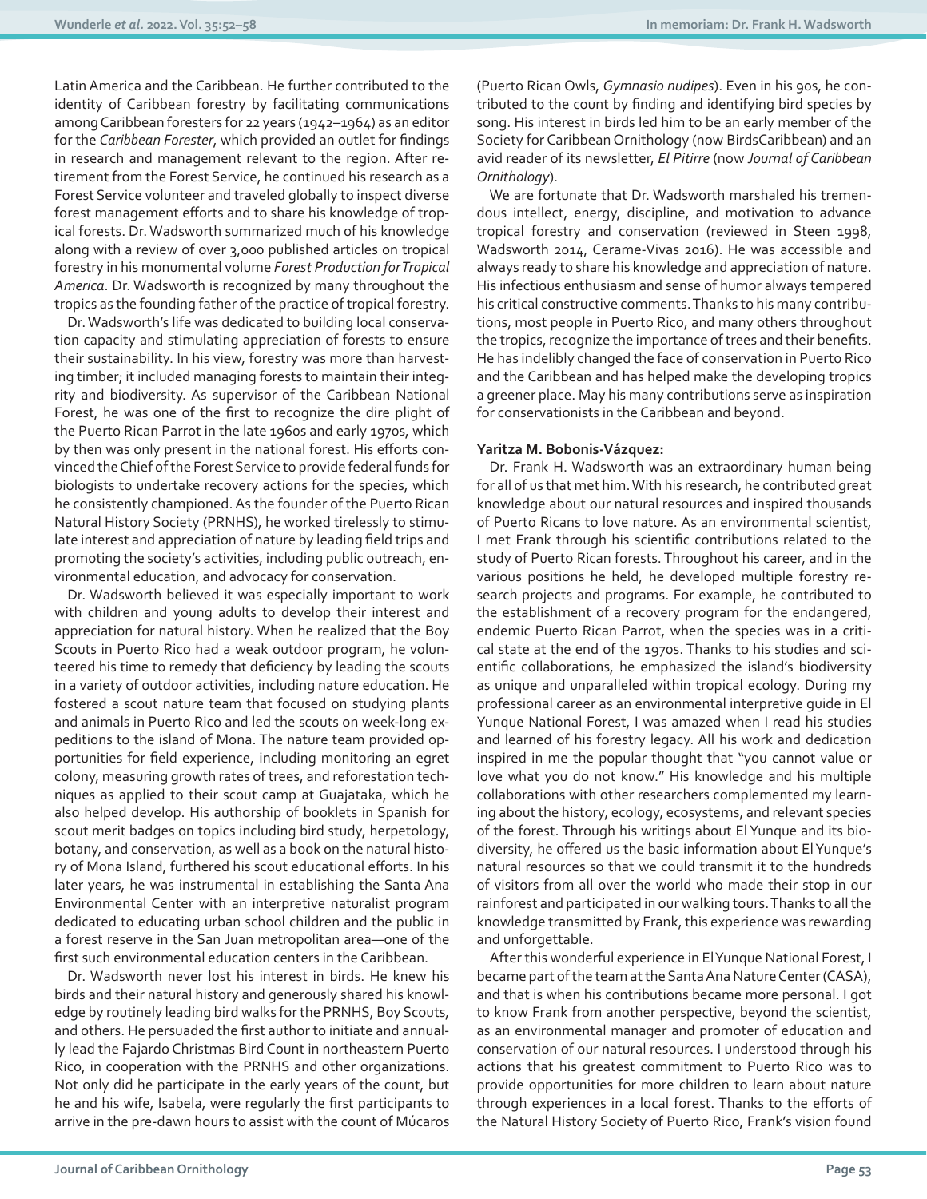Latin America and the Caribbean. He further contributed to the identity of Caribbean forestry by facilitating communications among Caribbean foresters for 22 years (1942–1964) as an editor for the *Caribbean Forester*, which provided an outlet for findings in research and management relevant to the region. After retirement from the Forest Service, he continued his research as a Forest Service volunteer and traveled globally to inspect diverse forest management efforts and to share his knowledge of tropical forests. Dr. Wadsworth summarized much of his knowledge along with a review of over 3,000 published articles on tropical forestry in his monumental volume *Forest Production for Tropical America*. Dr. Wadsworth is recognized by many throughout the tropics as the founding father of the practice of tropical forestry.

Dr. Wadsworth's life was dedicated to building local conservation capacity and stimulating appreciation of forests to ensure their sustainability. In his view, forestry was more than harvesting timber; it included managing forests to maintain their integrity and biodiversity. As supervisor of the Caribbean National Forest, he was one of the first to recognize the dire plight of the Puerto Rican Parrot in the late 1960s and early 1970s, which by then was only present in the national forest. His efforts convinced the Chief of the Forest Service to provide federal funds for biologists to undertake recovery actions for the species, which he consistently championed. As the founder of the Puerto Rican Natural History Society (PRNHS), he worked tirelessly to stimulate interest and appreciation of nature by leading field trips and promoting the society's activities, including public outreach, environmental education, and advocacy for conservation.

Dr. Wadsworth believed it was especially important to work with children and young adults to develop their interest and appreciation for natural history. When he realized that the Boy Scouts in Puerto Rico had a weak outdoor program, he volunteered his time to remedy that deficiency by leading the scouts in a variety of outdoor activities, including nature education. He fostered a scout nature team that focused on studying plants and animals in Puerto Rico and led the scouts on week-long expeditions to the island of Mona. The nature team provided opportunities for field experience, including monitoring an egret colony, measuring growth rates of trees, and reforestation techniques as applied to their scout camp at Guajataka, which he also helped develop. His authorship of booklets in Spanish for scout merit badges on topics including bird study, herpetology, botany, and conservation, as well as a book on the natural history of Mona Island, furthered his scout educational efforts. In his later years, he was instrumental in establishing the Santa Ana Environmental Center with an interpretive naturalist program dedicated to educating urban school children and the public in a forest reserve in the San Juan metropolitan area—one of the first such environmental education centers in the Caribbean.

Dr. Wadsworth never lost his interest in birds. He knew his birds and their natural history and generously shared his knowledge by routinely leading bird walks for the PRNHS, Boy Scouts, and others. He persuaded the first author to initiate and annually lead the Fajardo Christmas Bird Count in northeastern Puerto Rico, in cooperation with the PRNHS and other organizations. Not only did he participate in the early years of the count, but he and his wife, Isabela, were regularly the first participants to arrive in the pre-dawn hours to assist with the count of Múcaros (Puerto Rican Owls, *Gymnasio nudipes*). Even in his 90s, he contributed to the count by finding and identifying bird species by song. His interest in birds led him to be an early member of the Society for Caribbean Ornithology (now BirdsCaribbean) and an avid reader of its newsletter, *El Pitirre* (now *Journal of Caribbean Ornithology*).

We are fortunate that Dr. Wadsworth marshaled his tremendous intellect, energy, discipline, and motivation to advance tropical forestry and conservation (reviewed in Steen 1998, Wadsworth 2014, Cerame-Vivas 2016). He was accessible and always ready to share his knowledge and appreciation of nature. His infectious enthusiasm and sense of humor always tempered his critical constructive comments. Thanks to his many contributions, most people in Puerto Rico, and many others throughout the tropics, recognize the importance of trees and their benefits. He has indelibly changed the face of conservation in Puerto Rico and the Caribbean and has helped make the developing tropics a greener place. May his many contributions serve as inspiration for conservationists in the Caribbean and beyond.

**Yaritza M. Bobonis-Vázquez:**

Dr. Frank H. Wadsworth was an extraordinary human being for all of us that met him. With his research, he contributed great knowledge about our natural resources and inspired thousands of Puerto Ricans to love nature. As an environmental scientist, I met Frank through his scientific contributions related to the study of Puerto Rican forests. Throughout his career, and in the various positions he held, he developed multiple forestry research projects and programs. For example, he contributed to the establishment of a recovery program for the endangered, endemic Puerto Rican Parrot, when the species was in a critical state at the end of the 1970s. Thanks to his studies and scientific collaborations, he emphasized the island's biodiversity as unique and unparalleled within tropical ecology. During my professional career as an environmental interpretive guide in El Yunque National Forest, I was amazed when I read his studies and learned of his forestry legacy. All his work and dedication inspired in me the popular thought that "you cannot value or love what you do not know." His knowledge and his multiple collaborations with other researchers complemented my learning about the history, ecology, ecosystems, and relevant species of the forest. Through his writings about El Yunque and its biodiversity, he offered us the basic information about El Yunque's natural resources so that we could transmit it to the hundreds of visitors from all over the world who made their stop in our rainforest and participated in our walking tours. Thanks to all the knowledge transmitted by Frank, this experience was rewarding and unforgettable.

After this wonderful experience in El Yunque National Forest, I became part of the team at the Santa Ana Nature Center (CASA), and that is when his contributions became more personal. I got to know Frank from another perspective, beyond the scientist, as an environmental manager and promoter of education and conservation of our natural resources. I understood through his actions that his greatest commitment to Puerto Rico was to provide opportunities for more children to learn about nature through experiences in a local forest. Thanks to the efforts of the Natural History Society of Puerto Rico, Frank's vision found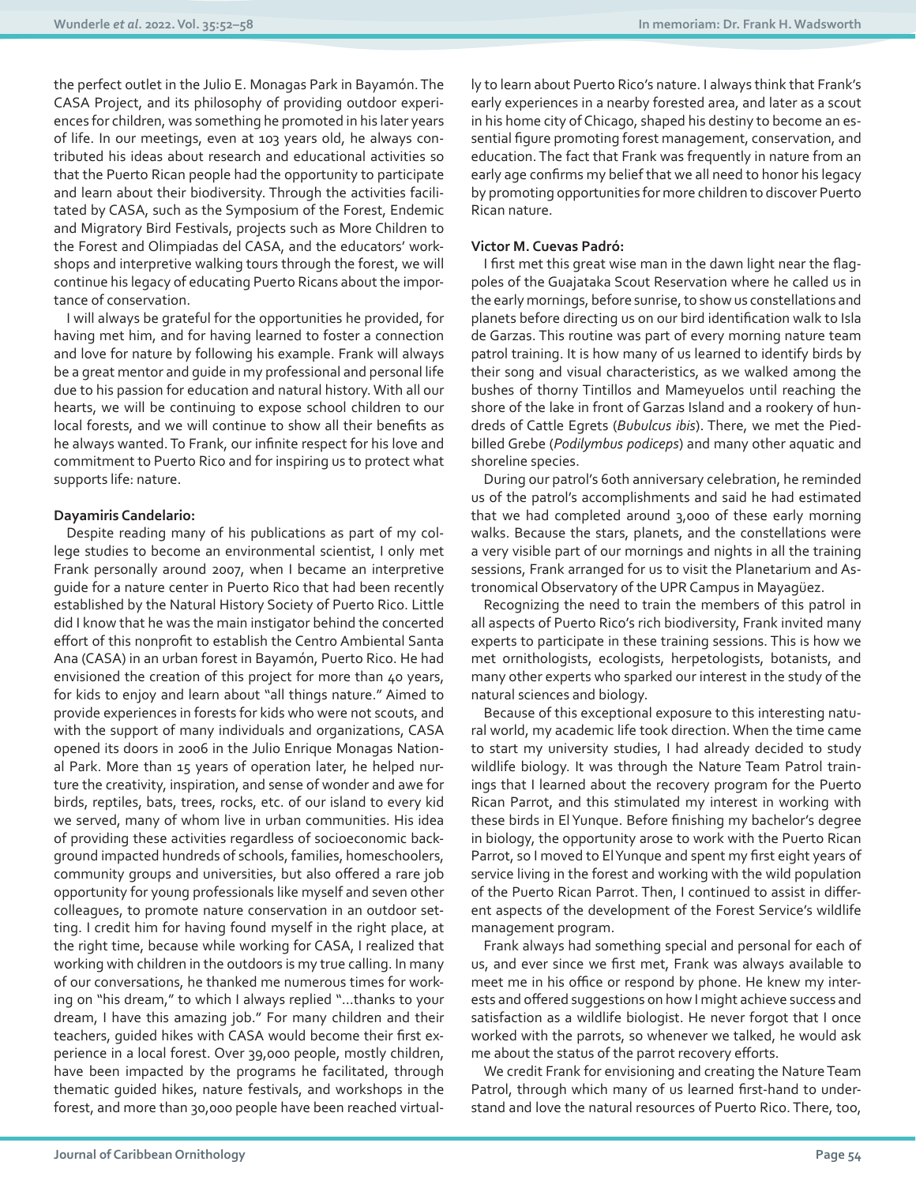the perfect outlet in the Julio E. Monagas Park in Bayamón. The CASA Project, and its philosophy of providing outdoor experiences for children, was something he promoted in his later years of life. In our meetings, even at 103 years old, he always contributed his ideas about research and educational activities so that the Puerto Rican people had the opportunity to participate and learn about their biodiversity. Through the activities facilitated by CASA, such as the Symposium of the Forest, Endemic and Migratory Bird Festivals, projects such as More Children to the Forest and Olimpiadas del CASA, and the educators' workshops and interpretive walking tours through the forest, we will continue his legacy of educating Puerto Ricans about the importance of conservation.

I will always be grateful for the opportunities he provided, for having met him, and for having learned to foster a connection and love for nature by following his example. Frank will always be a great mentor and guide in my professional and personal life due to his passion for education and natural history. With all our hearts, we will be continuing to expose school children to our local forests, and we will continue to show all their benefits as he always wanted. To Frank, our infinite respect for his love and commitment to Puerto Rico and for inspiring us to protect what supports life: nature.

**Dayamiris Candelario:**

Despite reading many of his publications as part of my college studies to become an environmental scientist, I only met Frank personally around 2007, when I became an interpretive guide for a nature center in Puerto Rico that had been recently established by the Natural History Society of Puerto Rico. Little did I know that he was the main instigator behind the concerted effort of this nonprofit to establish the Centro Ambiental Santa Ana (CASA) in an urban forest in Bayamón, Puerto Rico. He had envisioned the creation of this project for more than 40 years, for kids to enjoy and learn about "all things nature." Aimed to provide experiences in forests for kids who were not scouts, and with the support of many individuals and organizations, CASA opened its doors in 2006 in the Julio Enrique Monagas National Park. More than 15 years of operation later, he helped nurture the creativity, inspiration, and sense of wonder and awe for birds, reptiles, bats, trees, rocks, etc. of our island to every kid we served, many of whom live in urban communities. His idea of providing these activities regardless of socioeconomic background impacted hundreds of schools, families, homeschoolers, community groups and universities, but also offered a rare job opportunity for young professionals like myself and seven other colleagues, to promote nature conservation in an outdoor setting. I credit him for having found myself in the right place, at the right time, because while working for CASA, I realized that working with children in the outdoors is my true calling. In many of our conversations, he thanked me numerous times for working on "his dream," to which I always replied "...thanks to your dream, I have this amazing job." For many children and their teachers, guided hikes with CASA would become their first experience in a local forest. Over 39,000 people, mostly children, have been impacted by the programs he facilitated, through thematic guided hikes, nature festivals, and workshops in the forest, and more than 30,000 people have been reached virtually to learn about Puerto Rico's nature. I always think that Frank's early experiences in a nearby forested area, and later as a scout in his home city of Chicago, shaped his destiny to become an essential figure promoting forest management, conservation, and education. The fact that Frank was frequently in nature from an early age confirms my belief that we all need to honor his legacy by promoting opportunities for more children to discover Puerto Rican nature.

**Victor M. Cuevas Padró:**

I first met this great wise man in the dawn light near the flagpoles of the Guajataka Scout Reservation where he called us in the early mornings, before sunrise, to show us constellations and planets before directing us on our bird identification walk to Isla de Garzas. This routine was part of every morning nature team patrol training. It is how many of us learned to identify birds by their song and visual characteristics, as we walked among the bushes of thorny Tintillos and Mameyuelos until reaching the shore of the lake in front of Garzas Island and a rookery of hundreds of Cattle Egrets (*Bubulcus ibis*). There, we met the Pied-billed Grebe (*Podilymbus podiceps*) and many other aquatic and shoreline species.

During our patrol's 60th anniversary celebration, he reminded us of the patrol's accomplishments and said he had estimated that we had completed around 3,000 of these early morning walks. Because the stars, planets, and the constellations were a very visible part of our mornings and nights in all the training sessions, Frank arranged for us to visit the Planetarium and Astronomical Observatory of the UPR Campus in Mayagüez.

Recognizing the need to train the members of this patrol in all aspects of Puerto Rico's rich biodiversity, Frank invited many experts to participate in these training sessions. This is how we met ornithologists, ecologists, herpetologists, botanists, and many other experts who sparked our interest in the study of the natural sciences and biology.

Because of this exceptional exposure to this interesting natural world, my academic life took direction. When the time came to start my university studies, I had already decided to study wildlife biology. It was through the Nature Team Patrol trainings that I learned about the recovery program for the Puerto Rican Parrot, and this stimulated my interest in working with these birds in El Yunque. Before finishing my bachelor's degree in biology, the opportunity arose to work with the Puerto Rican Parrot, so I moved to El Yunque and spent my first eight years of service living in the forest and working with the wild population of the Puerto Rican Parrot. Then, I continued to assist in different aspects of the development of the Forest Service's wildlife management program.

Frank always had something special and personal for each of us, and ever since we first met, Frank was always available to meet me in his office or respond by phone. He knew my interests and offered suggestions on how I might achieve success and satisfaction as a wildlife biologist. He never forgot that I once worked with the parrots, so whenever we talked, he would ask me about the status of the parrot recovery efforts.

We credit Frank for envisioning and creating the Nature Team Patrol, through which many of us learned first-hand to understand and love the natural resources of Puerto Rico. There, too,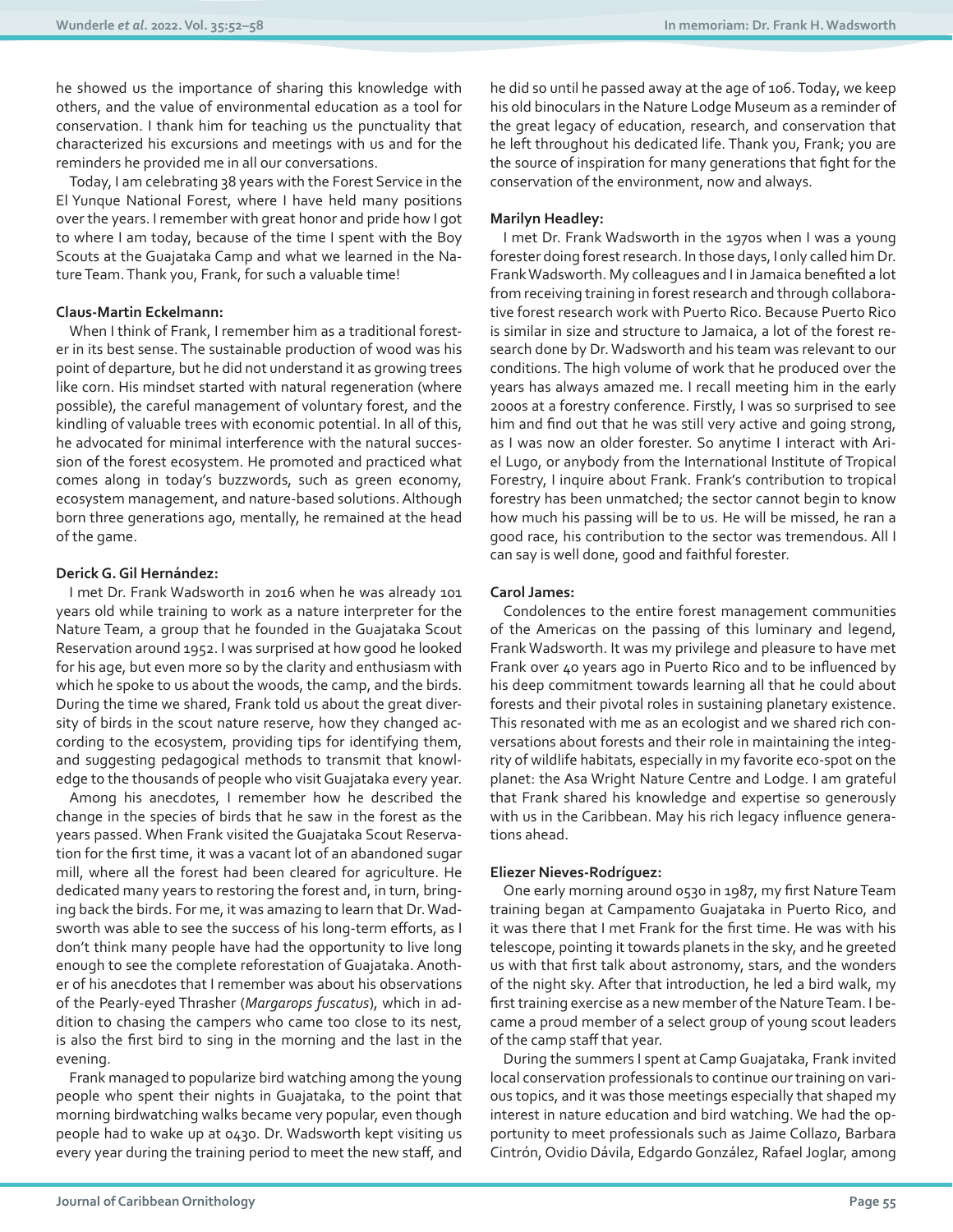he showed us the importance of sharing this knowledge with others, and the value of environmental education as a tool for conservation. I thank him for teaching us the punctuality that characterized his excursions and meetings with us and for the reminders he provided me in all our conversations.

Today, I am celebrating 38 years with the Forest Service in the El Yunque National Forest, where I have held many positions over the years. I remember with great honor and pride how I got to where I am today, because of the time I spent with the Boy Scouts at the Guajataka Camp and what we learned in the Nature Team. Thank you, Frank, for such a valuable time!

**Claus-Martin Eckelmann:**

When I think of Frank, I remember him as a traditional forester in its best sense. The sustainable production of wood was his point of departure, but he did not understand it as growing trees like corn. His mindset started with natural regeneration (where possible), the careful management of voluntary forest, and the kindling of valuable trees with economic potential. In all of this, he advocated for minimal interference with the natural succession of the forest ecosystem. He promoted and practiced what comes along in today's buzzwords, such as green economy, ecosystem management, and nature-based solutions. Although born three generations ago, mentally, he remained at the head of the game.

**Derick G. Gil Hernández:**

I met Dr. Frank Wadsworth in 2016 when he was already 101 years old while training to work as a nature interpreter for the Nature Team, a group that he founded in the Guajataka Scout Reservation around 1952. I was surprised at how good he looked for his age, but even more so by the clarity and enthusiasm with which he spoke to us about the woods, the camp, and the birds. During the time we shared, Frank told us about the great diversity of birds in the scout nature reserve, how they changed according to the ecosystem, providing tips for identifying them, and suggesting pedagogical methods to transmit that knowledge to the thousands of people who visit Guajataka every year.

Among his anecdotes, I remember how he described the change in the species of birds that he saw in the forest as the years passed. When Frank visited the Guajataka Scout Reservation for the first time, it was a vacant lot of an abandoned sugar mill, where all the forest had been cleared for agriculture. He dedicated many years to restoring the forest and, in turn, bringing back the birds. For me, it was amazing to learn that Dr. Wadsworth was able to see the success of his long-term efforts, as I don't think many people have had the opportunity to live long enough to see the complete reforestation of Guajataka. Another of his anecdotes that I remember was about his observations of the Pearly-eyed Thrasher (*Margarops fuscatus*), which in addition to chasing the campers who came too close to its nest, is also the first bird to sing in the morning and the last in the evening.

Frank managed to popularize bird watching among the young people who spent their nights in Guajataka, to the point that morning birdwatching walks became very popular, even though people had to wake up at 0430. Dr. Wadsworth kept visiting us every year during the training period to meet the new staff, and he did so until he passed away at the age of 106. Today, we keep his old binoculars in the Nature Lodge Museum as a reminder of the great legacy of education, research, and conservation that he left throughout his dedicated life. Thank you, Frank; you are the source of inspiration for many generations that fight for the conservation of the environment, now and always.

**Marilyn Headley:**

I met Dr. Frank Wadsworth in the 1970s when I was a young forester doing forest research. In those days, I only called him Dr. Frank Wadsworth. My colleagues and I in Jamaica benefited a lot from receiving training in forest research and through collaborative forest research work with Puerto Rico. Because Puerto Rico is similar in size and structure to Jamaica, a lot of the forest research done by Dr. Wadsworth and his team was relevant to our conditions. The high volume of work that he produced over the years has always amazed me. I recall meeting him in the early 2000s at a forestry conference. Firstly, I was so surprised to see him and find out that he was still very active and going strong, as I was now an older forester. So anytime I interact with Ariel Lugo, or anybody from the International Institute of Tropical Forestry, I inquire about Frank. Frank's contribution to tropical forestry has been unmatched; the sector cannot begin to know how much his passing will be to us. He will be missed, he ran a good race, his contribution to the sector was tremendous. All I can say is well done, good and faithful forester.

**Carol James:**

Condolences to the entire forest management communities of the Americas on the passing of this luminary and legend, Frank Wadsworth. It was my privilege and pleasure to have met Frank over 40 years ago in Puerto Rico and to be influenced by his deep commitment towards learning all that he could about forests and their pivotal roles in sustaining planetary existence. This resonated with me as an ecologist and we shared rich conversations about forests and their role in maintaining the integrity of wildlife habitats, especially in my favorite eco-spot on the planet: the Asa Wright Nature Centre and Lodge. I am grateful that Frank shared his knowledge and expertise so generously with us in the Caribbean. May his rich legacy influence generations ahead.

**Eliezer Nieves-Rodríguez:**

One early morning around 0530 in 1987, my first Nature Team training began at Campamento Guajataka in Puerto Rico, and it was there that I met Frank for the first time. He was with his telescope, pointing it towards planets in the sky, and he greeted us with that first talk about astronomy, stars, and the wonders of the night sky. After that introduction, he led a bird walk, my first training exercise as a new member of the Nature Team. I became a proud member of a select group of young scout leaders of the camp staff that year.

During the summers I spent at Camp Guajataka, Frank invited local conservation professionals to continue our training on various topics, and it was those meetings especially that shaped my interest in nature education and bird watching. We had the opportunity to meet professionals such as Jaime Collazo, Barbara Cintrón, Ovidio Dávila, Edgardo González, Rafael Joglar, among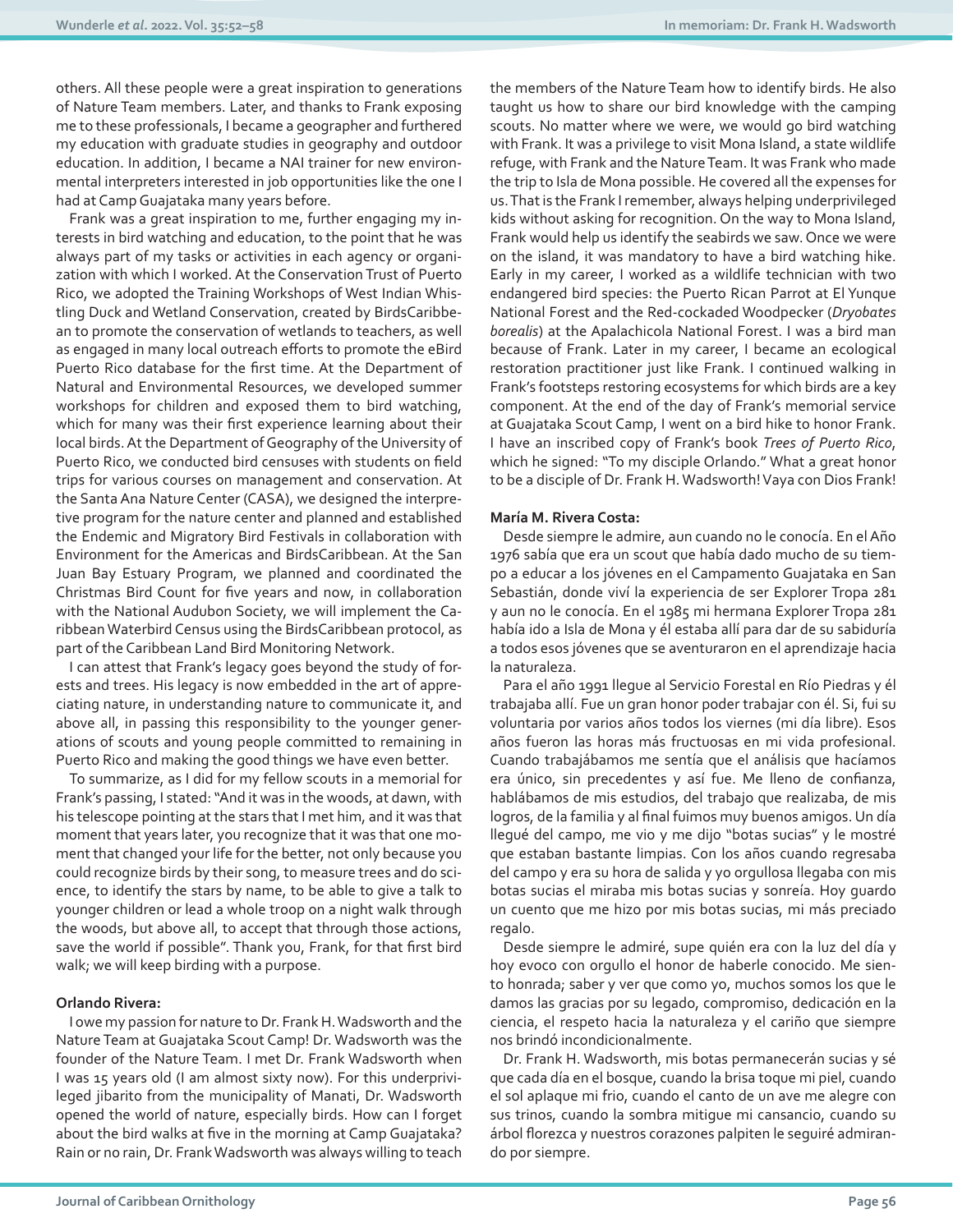others. All these people were a great inspiration to generations of Nature Team members. Later, and thanks to Frank exposing me to these professionals, I became a geographer and furthered my education with graduate studies in geography and outdoor education. In addition, I became a NAI trainer for new environmental interpreters interested in job opportunities like the one I had at Camp Guajataka many years before.

Frank was a great inspiration to me, further engaging my interests in bird watching and education, to the point that he was always part of my tasks or activities in each agency or organization with which I worked. At the Conservation Trust of Puerto Rico, we adopted the Training Workshops of West Indian Whistling Duck and Wetland Conservation, created by BirdsCaribbean to promote the conservation of wetlands to teachers, as well as engaged in many local outreach efforts to promote the eBird Puerto Rico database for the first time. At the Department of Natural and Environmental Resources, we developed summer workshops for children and exposed them to bird watching, which for many was their first experience learning about their local birds. At the Department of Geography of the University of Puerto Rico, we conducted bird censuses with students on field trips for various courses on management and conservation. At the Santa Ana Nature Center (CASA), we designed the interpretive program for the nature center and planned and established the Endemic and Migratory Bird Festivals in collaboration with Environment for the Americas and BirdsCaribbean. At the San Juan Bay Estuary Program, we planned and coordinated the Christmas Bird Count for five years and now, in collaboration with the National Audubon Society, we will implement the Caribbean Waterbird Census using the BirdsCaribbean protocol, as part of the Caribbean Land Bird Monitoring Network.

I can attest that Frank's legacy goes beyond the study of forests and trees. His legacy is now embedded in the art of appreciating nature, in understanding nature to communicate it, and above all, in passing this responsibility to the younger generations of scouts and young people committed to remaining in Puerto Rico and making the good things we have even better.

To summarize, as I did for my fellow scouts in a memorial for Frank's passing, I stated: "And it was in the woods, at dawn, with his telescope pointing at the stars that I met him, and it was that moment that years later, you recognize that it was that one moment that changed your life for the better, not only because you could recognize birds by their song, to measure trees and do science, to identify the stars by name, to be able to give a talk to younger children or lead a whole troop on a night walk through the woods, but above all, to accept that through those actions, save the world if possible". Thank you, Frank, for that first bird walk; we will keep birding with a purpose.

**Orlando Rivera:**

I owe my passion for nature to Dr. Frank H. Wadsworth and the Nature Team at Guajataka Scout Camp! Dr. Wadsworth was the founder of the Nature Team. I met Dr. Frank Wadsworth when I was 15 years old (I am almost sixty now). For this underprivileged jibarito from the municipality of Manati, Dr. Wadsworth opened the world of nature, especially birds. How can I forget about the bird walks at five in the morning at Camp Guajataka? Rain or no rain, Dr. Frank Wadsworth was always willing to teach the members of the Nature Team how to identify birds. He also taught us how to share our bird knowledge with the camping scouts. No matter where we were, we would go bird watching with Frank. It was a privilege to visit Mona Island, a state wildlife refuge, with Frank and the Nature Team. It was Frank who made the trip to Isla de Mona possible. He covered all the expenses for us. That is the Frank I remember, always helping underprivileged kids without asking for recognition. On the way to Mona Island, Frank would help us identify the seabirds we saw. Once we were on the island, it was mandatory to have a bird watching hike. Early in my career, I worked as a wildlife technician with two endangered bird species: the Puerto Rican Parrot at El Yunque National Forest and the Red-cockaded Woodpecker (*Dryobates borealis*) at the Apalachicola National Forest. I was a bird man because of Frank. Later in my career, I became an ecological restoration practitioner just like Frank. I continued walking in Frank's footsteps restoring ecosystems for which birds are a key component. At the end of the day of Frank's memorial service at Guajataka Scout Camp, I went on a bird hike to honor Frank. I have an inscribed copy of Frank's book *Trees of Puerto Rico*, which he signed: "To my disciple Orlando." What a great honor to be a disciple of Dr. Frank H. Wadsworth! Vaya con Dios Frank!

**María M. Rivera Costa:**

Desde siempre le admire, aun cuando no le conocía. En el Año 1976 sabía que era un scout que había dado mucho de su tiempo a educar a los jóvenes en el Campamento Guajataka en San Sebastián, donde viví la experiencia de ser Explorer Tropa 281 y aun no le conocía. En el 1985 mi hermana Explorer Tropa 281 había ido a Isla de Mona y él estaba allí para dar de su sabiduría a todos esos jóvenes que se aventuraron en el aprendizaje hacia la naturaleza.

Para el año 1991 llegue al Servicio Forestal en Río Piedras y él trabajaba allí. Fue un gran honor poder trabajar con él. Si, fui su voluntaria por varios años todos los viernes (mi día libre). Esos años fueron las horas más fructuosas en mi vida profesional. Cuando trabajábamos me sentía que el análisis que hacíamos era único, sin precedentes y así fue. Me lleno de confianza, hablábamos de mis estudios, del trabajo que realizaba, de mis logros, de la familia y al final fuimos muy buenos amigos. Un día llegué del campo, me vio y me dijo "botas sucias" y le mostré que estaban bastante limpias. Con los años cuando regresaba del campo y era su hora de salida y yo orgullosa llegaba con mis botas sucias el miraba mis botas sucias y sonreía. Hoy guardo un cuento que me hizo por mis botas sucias, mi más preciado regalo.

Desde siempre le admiré, supe quién era con la luz del día y hoy evoco con orgullo el honor de haberle conocido. Me siento honrada; saber y ver que como yo, muchos somos los que le damos las gracias por su legado, compromiso, dedicación en la ciencia, el respeto hacia la naturaleza y el cariño que siempre nos brindó incondicionalmente.

Dr. Frank H. Wadsworth, mis botas permanecerán sucias y sé que cada día en el bosque, cuando la brisa toque mi piel, cuando el sol aplaque mi frio, cuando el canto de un ave me alegre con sus trinos, cuando la sombra mitigue mi cansancio, cuando su árbol florezca y nuestros corazones palpiten le seguiré admirando por siempre.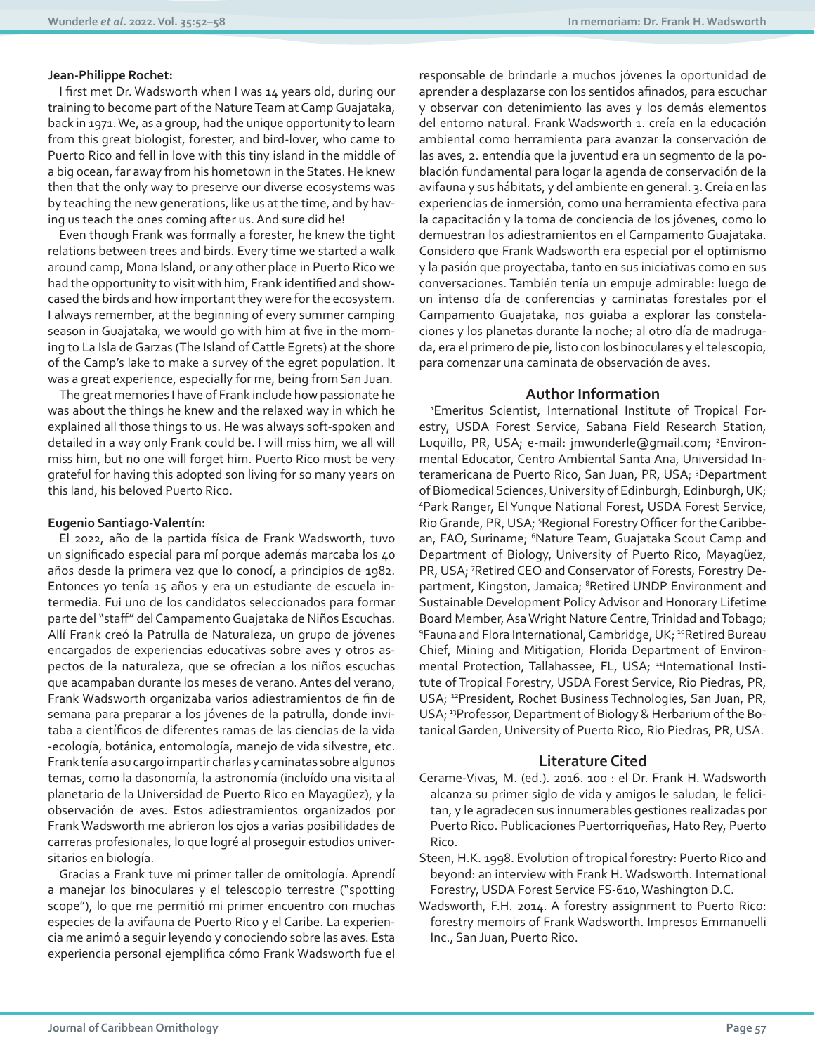**Jean-Philippe Rochet:**

I first met Dr. Wadsworth when I was 14 years old, during our training to become part of the Nature Team at Camp Guajataka, back in 1971. We, as a group, had the unique opportunity to learn from this great biologist, forester, and bird-lover, who came to Puerto Rico and fell in love with this tiny island in the middle of a big ocean, far away from his hometown in the States. He knew then that the only way to preserve our diverse ecosystems was by teaching the new generations, like us at the time, and by having us teach the ones coming after us. And sure did he!

Even though Frank was formally a forester, he knew the tight relations between trees and birds. Every time we started a walk around camp, Mona Island, or any other place in Puerto Rico we had the opportunity to visit with him, Frank identified and showcased the birds and how important they were for the ecosystem. I always remember, at the beginning of every summer camping season in Guajataka, we would go with him at five in the morning to La Isla de Garzas (The Island of Cattle Egrets) at the shore of the Camp's lake to make a survey of the egret population. It was a great experience, especially for me, being from San Juan.

The great memories I have of Frank include how passionate he was about the things he knew and the relaxed way in which he explained all those things to us. He was always soft-spoken and detailed in a way only Frank could be. I will miss him, we all will miss him, but no one will forget him. Puerto Rico must be very grateful for having this adopted son living for so many years on this land, his beloved Puerto Rico.

**Eugenio Santiago-Valentín:**

El 2022, año de la partida física de Frank Wadsworth, tuvo un significado especial para mí porque además marcaba los 40 años desde la primera vez que lo conocí, a principios de 1982. Entonces yo tenía 15 años y era un estudiante de escuela intermedia. Fui uno de los candidatos seleccionados para formar parte del "staff" del Campamento Guajataka de Niños Escuchas. Allí Frank creó la Patrulla de Naturaleza, un grupo de jóvenes encargados de experiencias educativas sobre aves y otros aspectos de la naturaleza, que se ofrecían a los niños escuchas que acampaban durante los meses de verano. Antes del verano, Frank Wadsworth organizaba varios adiestramientos de fin de semana para preparar a los jóvenes de la patrulla, donde invitaba a científicos de diferentes ramas de las ciencias de la vida -ecología, botánica, entomología, manejo de vida silvestre, etc. Frank tenía a su cargo impartir charlas y caminatas sobre algunos temas, como la dasonomía, la astronomía (incluído una visita al planetario de la Universidad de Puerto Rico en Mayagüez), y la observación de aves. Estos adiestramientos organizados por Frank Wadsworth me abrieron los ojos a varias posibilidades de carreras profesionales, lo que logré al proseguir estudios universitarios en biología.

Gracias a Frank tuve mi primer taller de ornitología. Aprendí a manejar los binoculares y el telescopio terrestre ("spotting scope"), lo que me permitió mi primer encuentro con muchas especies de la avifauna de Puerto Rico y el Caribe. La experiencia me animó a seguir leyendo y conociendo sobre las aves. Esta experiencia personal ejemplifica cómo Frank Wadsworth fue el responsable de brindarle a muchos jóvenes la oportunidad de aprender a desplazarse con los sentidos afinados, para escuchar y observar con detenimiento las aves y los demás elementos del entorno natural. Frank Wadsworth 1. creía en la educación ambiental como herramienta para avanzar la conservación de las aves, 2. entendía que la juventud era un segmento de la población fundamental para logar la agenda de conservación de la avifauna y sus hábitats, y del ambiente en general. 3. Creía en las experiencias de inmersión, como una herramienta efectiva para la capacitación y la toma de conciencia de los jóvenes, como lo demuestran los adiestramientos en el Campamento Guajataka. Considero que Frank Wadsworth era especial por el optimismo y la pasión que proyectaba, tanto en sus iniciativas como en sus conversaciones. También tenía un empuje admirable: luego de un intenso día de conferencias y caminatas forestales por el Campamento Guajataka, nos guiaba a explorar las constelaciones y los planetas durante la noche; al otro día de madrugada, era el primero de pie, listo con los binoculares y el telescopio, para comenzar una caminata de observación de aves.

## Author Information

[1]Emeritus Scientist, International Institute of Tropical Forestry, USDA Forest Service, Sabana Field Research Station, Luquillo, PR, USA; e-mail: jmwunderle@gmail.com; [2]Environmental Educator, Centro Ambiental Santa Ana, Universidad Interamericana de Puerto Rico, San Juan, PR, USA; [3]Department of Biomedical Sciences, University of Edinburgh, Edinburgh, UK; [4]Park Ranger, El Yunque National Forest, USDA Forest Service, Rio Grande, PR, USA; [5]Regional Forestry Officer for the Caribbean, FAO, Suriname; [6]Nature Team, Guajataka Scout Camp and Department of Biology, University of Puerto Rico, Mayagüez, PR, USA; [7]Retired CEO and Conservator of Forests, Forestry Department, Kingston, Jamaica; [8]Retired UNDP Environment and Sustainable Development Policy Advisor and Honorary Lifetime Board Member, Asa Wright Nature Centre, Trinidad and Tobago; [9]Fauna and Flora International, Cambridge, UK; [10]Retired Bureau Chief, Mining and Mitigation, Florida Department of Environmental Protection, Tallahassee, FL, USA; [11]International Institute of Tropical Forestry, USDA Forest Service, Rio Piedras, PR, USA; [12]President, Rochet Business Technologies, San Juan, PR, USA; [13]Professor, Department of Biology & Herbarium of the Botanical Garden, University of Puerto Rico, Rio Piedras, PR, USA.

## Literature Cited

Cerame-Vivas, M. (ed.). 2016. 100 : el Dr. Frank H. Wadsworth alcanza su primer siglo de vida y amigos le saludan, le felicitan, y le agradecen sus innumerables gestiones realizadas por Puerto Rico. Publicaciones Puertorriqueñas, Hato Rey, Puerto Rico.

Steen, H.K. 1998. Evolution of tropical forestry: Puerto Rico and beyond: an interview with Frank H. Wadsworth. International Forestry, USDA Forest Service FS-610, Washington D.C.

Wadsworth, F.H. 2014. A forestry assignment to Puerto Rico: forestry memoirs of Frank Wadsworth. Impresos Emmanuelli Inc., San Juan, Puerto Rico.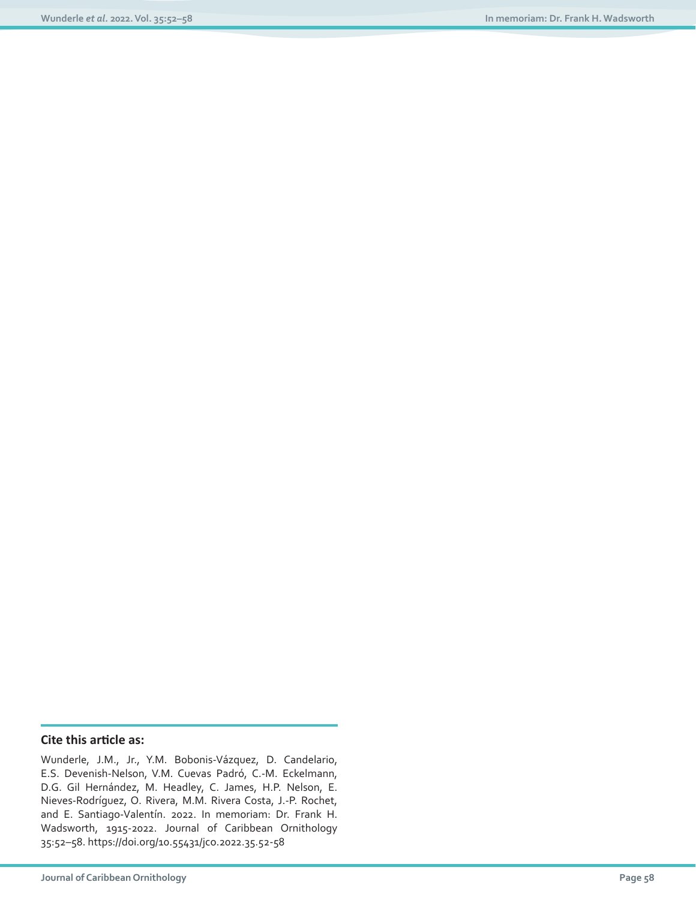### Cite this article as:

Wunderle, J.M., Jr., Y.M. Bobonis-Vázquez, D. Candelario, E.S. Devenish-Nelson, V.M. Cuevas Padró, C.-M. Eckelmann, D.G. Gil Hernández, M. Headley, C. James, H.P. Nelson, E. Nieves-Rodríguez, O. Rivera, M.M. Rivera Costa, J.-P. Rochet, and E. Santiago-Valentín. 2022. In memoriam: Dr. Frank H. Wadsworth, 1915-2022. Journal of Caribbean Ornithology 35:52–58. https://doi.org/10.55431/jco.2022.35.52-58